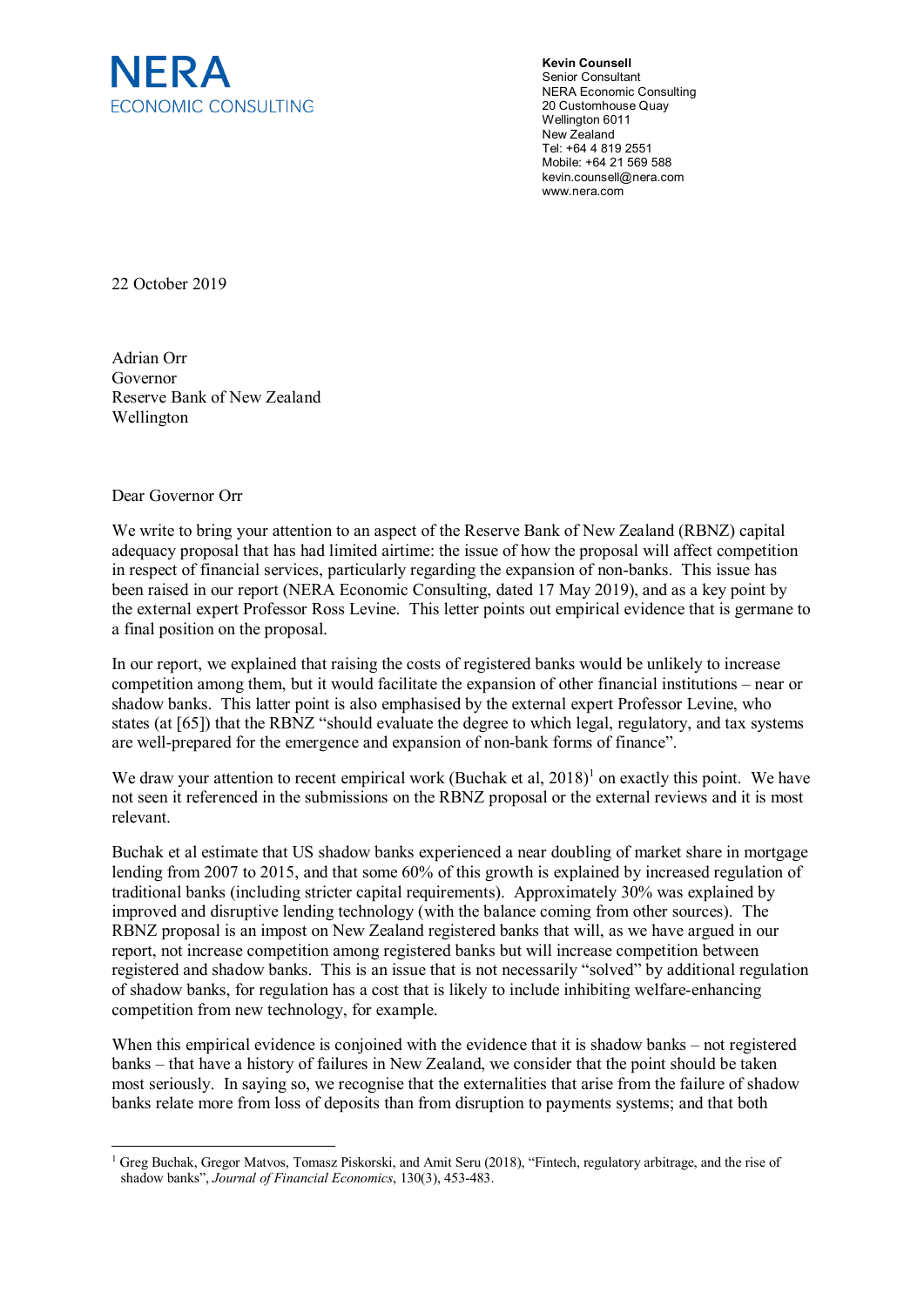**NERA**
ECONOMIC CONSULTING

**Kevin Counsell**
Senior Consultant
NERA Economic Consulting
20 Customhouse Quay
Wellington 6011
New Zealand
Tel: +64 4 819 2551
Mobile: +64 21 569 588
kevin.counsell@nera.com
www.nera.com

22 October 2019

Adrian Orr
Governor
Reserve Bank of New Zealand
Wellington

Dear Governor Orr

We write to bring your attention to an aspect of the Reserve Bank of New Zealand (RBNZ) capital adequacy proposal that has had limited airtime: the issue of how the proposal will affect competition in respect of financial services, particularly regarding the expansion of non-banks. This issue has been raised in our report (NERA Economic Consulting, dated 17 May 2019), and as a key point by the external expert Professor Ross Levine. This letter points out empirical evidence that is germane to a final position on the proposal.

In our report, we explained that raising the costs of registered banks would be unlikely to increase competition among them, but it would facilitate the expansion of other financial institutions – near or shadow banks. This latter point is also emphasised by the external expert Professor Levine, who states (at [65]) that the RBNZ "should evaluate the degree to which legal, regulatory, and tax systems are well-prepared for the emergence and expansion of non-bank forms of finance".

We draw your attention to recent empirical work (Buchak et al, 2018)[1] on exactly this point. We have not seen it referenced in the submissions on the RBNZ proposal or the external reviews and it is most relevant.

Buchak et al estimate that US shadow banks experienced a near doubling of market share in mortgage lending from 2007 to 2015, and that some 60% of this growth is explained by increased regulation of traditional banks (including stricter capital requirements). Approximately 30% was explained by improved and disruptive lending technology (with the balance coming from other sources). The RBNZ proposal is an impost on New Zealand registered banks that will, as we have argued in our report, not increase competition among registered banks but will increase competition between registered and shadow banks. This is an issue that is not necessarily "solved" by additional regulation of shadow banks, for regulation has a cost that is likely to include inhibiting welfare-enhancing competition from new technology, for example.

When this empirical evidence is conjoined with the evidence that it is shadow banks – not registered banks – that have a history of failures in New Zealand, we consider that the point should be taken most seriously. In saying so, we recognise that the externalities that arise from the failure of shadow banks relate more from loss of deposits than from disruption to payments systems; and that both

[1] Greg Buchak, Gregor Matvos, Tomasz Piskorski, and Amit Seru (2018), "Fintech, regulatory arbitrage, and the rise of shadow banks", *Journal of Financial Economics*, 130(3), 453-483.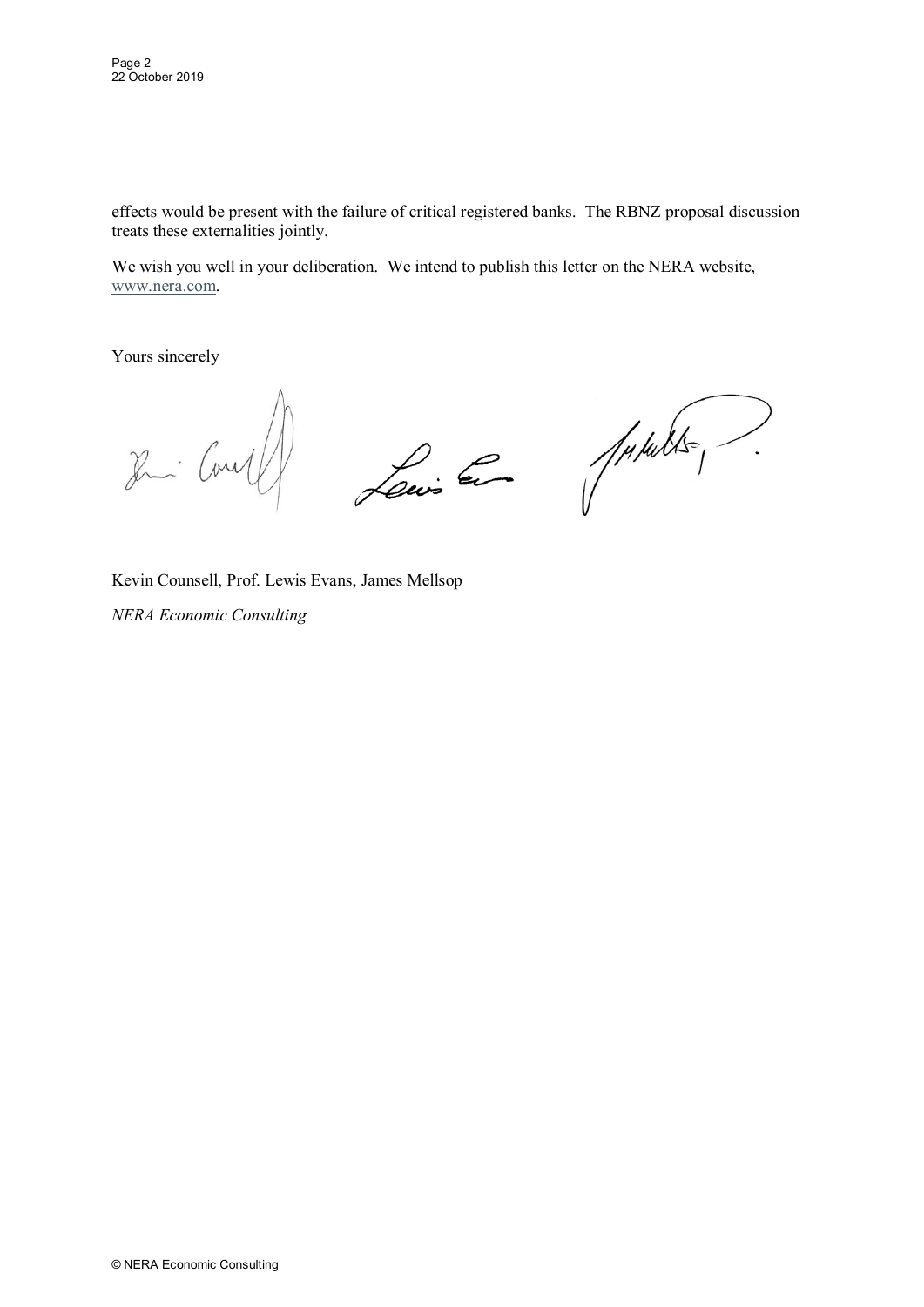effects would be present with the failure of critical registered banks. The RBNZ proposal discussion treats these externalities jointly.

We wish you well in your deliberation. We intend to publish this letter on the NERA website, www.nera.com.

Yours sincerely

Kevin Counsell, Prof. Lewis Evans, James Mellsop

*NERA Economic Consulting*